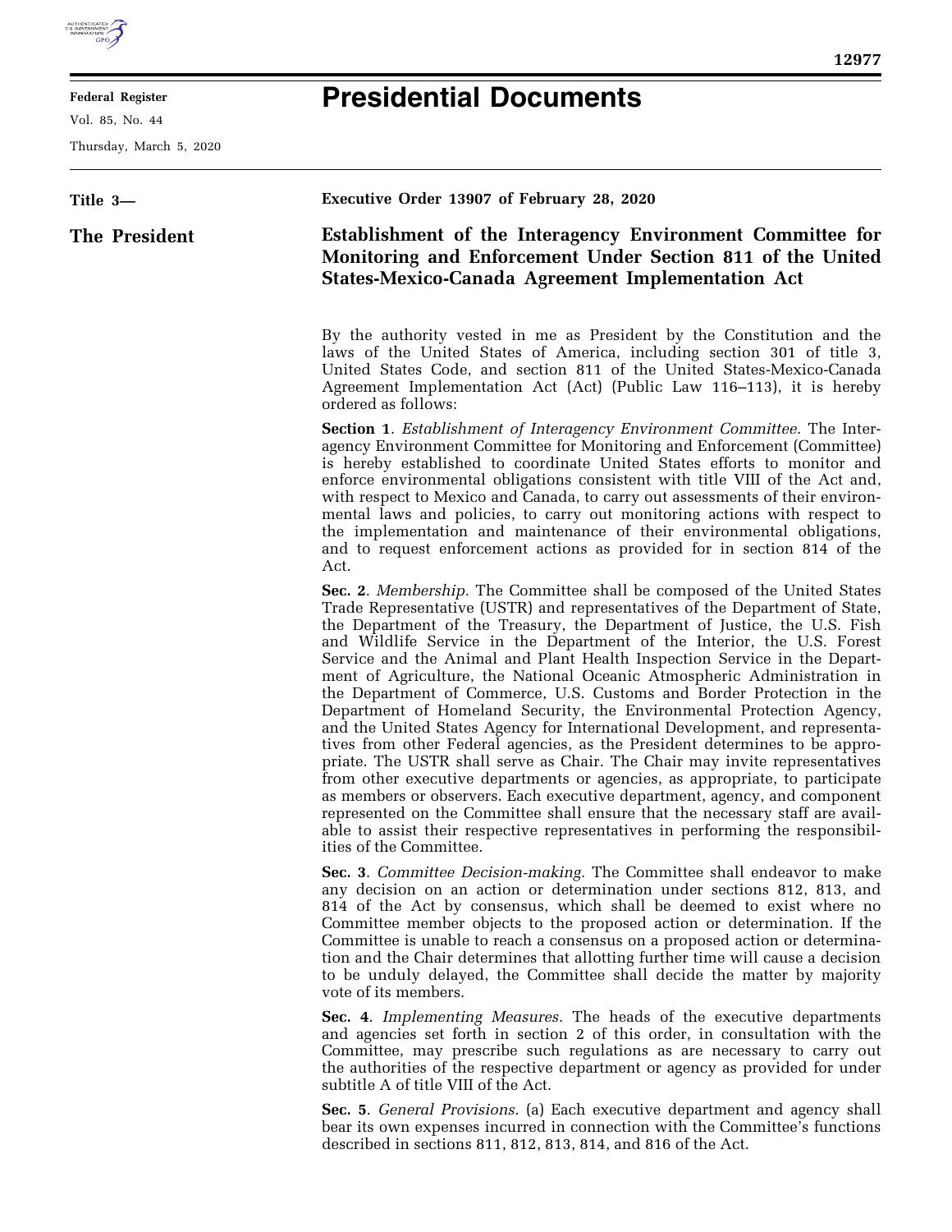**Title 3—**

**The President**

**Executive Order 13907 of February 28, 2020**

# Establishment of the Interagency Environment Committee for Monitoring and Enforcement Under Section 811 of the United States-Mexico-Canada Agreement Implementation Act

By the authority vested in me as President by the Constitution and the laws of the United States of America, including section 301 of title 3, United States Code, and section 811 of the United States-Mexico-Canada Agreement Implementation Act (Act) (Public Law 116–113), it is hereby ordered as follows:

**Section 1**. *Establishment of Interagency Environment Committee.* The Interagency Environment Committee for Monitoring and Enforcement (Committee) is hereby established to coordinate United States efforts to monitor and enforce environmental obligations consistent with title VIII of the Act and, with respect to Mexico and Canada, to carry out assessments of their environmental laws and policies, to carry out monitoring actions with respect to the implementation and maintenance of their environmental obligations, and to request enforcement actions as provided for in section 814 of the Act.

**Sec. 2**. *Membership.* The Committee shall be composed of the United States Trade Representative (USTR) and representatives of the Department of State, the Department of the Treasury, the Department of Justice, the U.S. Fish and Wildlife Service in the Department of the Interior, the U.S. Forest Service and the Animal and Plant Health Inspection Service in the Department of Agriculture, the National Oceanic Atmospheric Administration in the Department of Commerce, U.S. Customs and Border Protection in the Department of Homeland Security, the Environmental Protection Agency, and the United States Agency for International Development, and representatives from other Federal agencies, as the President determines to be appropriate. The USTR shall serve as Chair. The Chair may invite representatives from other executive departments or agencies, as appropriate, to participate as members or observers. Each executive department, agency, and component represented on the Committee shall ensure that the necessary staff are available to assist their respective representatives in performing the responsibilities of the Committee.

**Sec. 3**. *Committee Decision-making.* The Committee shall endeavor to make any decision on an action or determination under sections 812, 813, and 814 of the Act by consensus, which shall be deemed to exist where no Committee member objects to the proposed action or determination. If the Committee is unable to reach a consensus on a proposed action or determination and the Chair determines that allotting further time will cause a decision to be unduly delayed, the Committee shall decide the matter by majority vote of its members.

**Sec. 4**. *Implementing Measures.* The heads of the executive departments and agencies set forth in section 2 of this order, in consultation with the Committee, may prescribe such regulations as are necessary to carry out the authorities of the respective department or agency as provided for under subtitle A of title VIII of the Act.

**Sec. 5**. *General Provisions.* (a) Each executive department and agency shall bear its own expenses incurred in connection with the Committee's functions described in sections 811, 812, 813, 814, and 816 of the Act.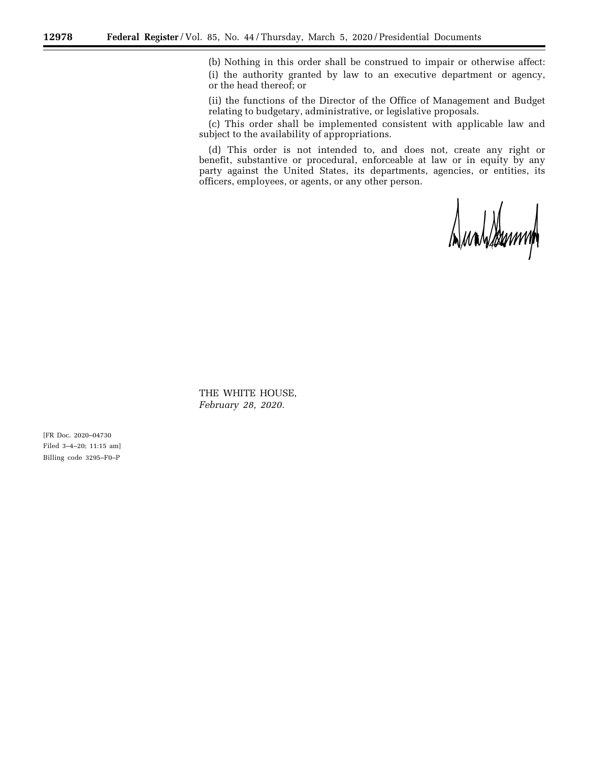(b) Nothing in this order shall be construed to impair or otherwise affect:

(i) the authority granted by law to an executive department or agency, or the head thereof; or

(ii) the functions of the Director of the Office of Management and Budget relating to budgetary, administrative, or legislative proposals.

(c) This order shall be implemented consistent with applicable law and subject to the availability of appropriations.

(d) This order is not intended to, and does not, create any right or benefit, substantive or procedural, enforceable at law or in equity by any party against the United States, its departments, agencies, or entities, its officers, employees, or agents, or any other person.

THE WHITE HOUSE,
*February 28, 2020.*

[FR Doc. 2020–04730
Filed 3–4–20; 11:15 am]
Billing code 3295–F0–P